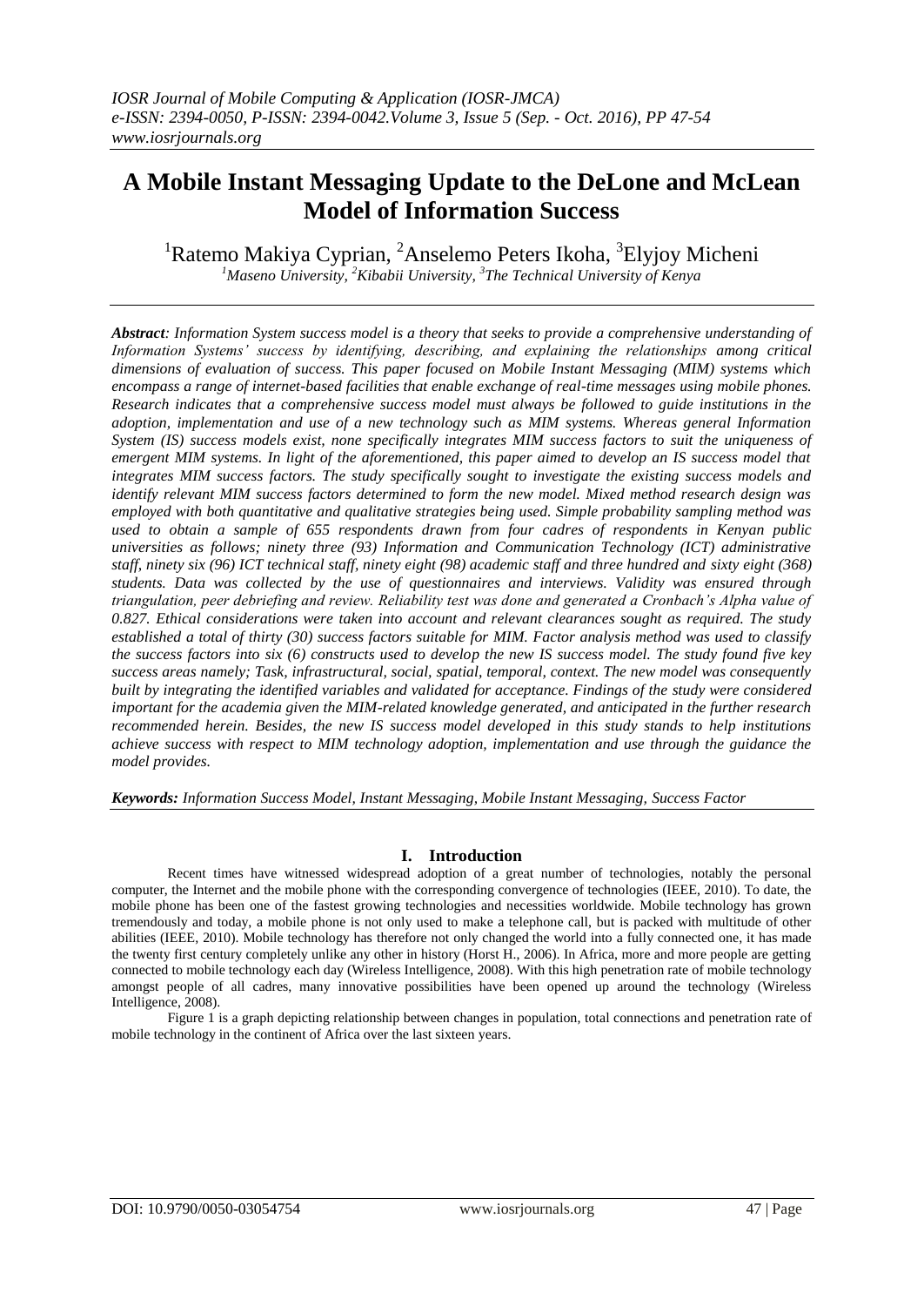# A Mobile Instant Messaging Update to the DeLone and McLean Model of Information Success

[1]Ratemo Makiya Cyprian, [2]Anselemo Peters Ikoha, [3]Elyjoy Micheni

[1]*Maseno University*, [2]*Kibabii University*, [3]*The Technical University of Kenya*

***Abstract****: Information System success model is a theory that seeks to provide a comprehensive understanding of Information Systems' success by identifying, describing, and explaining the relationships among critical dimensions of evaluation of success. This paper focused on Mobile Instant Messaging (MIM) systems which encompass a range of internet-based facilities that enable exchange of real-time messages using mobile phones. Research indicates that a comprehensive success model must always be followed to guide institutions in the adoption, implementation and use of a new technology such as MIM systems. Whereas general Information System (IS) success models exist, none specifically integrates MIM success factors to suit the uniqueness of emergent MIM systems. In light of the aforementioned, this paper aimed to develop an IS success model that integrates MIM success factors. The study specifically sought to investigate the existing success models and identify relevant MIM success factors determined to form the new model. Mixed method research design was employed with both quantitative and qualitative strategies being used. Simple probability sampling method was used to obtain a sample of 655 respondents drawn from four cadres of respondents in Kenyan public universities as follows; ninety three (93) Information and Communication Technology (ICT) administrative staff, ninety six (96) ICT technical staff, ninety eight (98) academic staff and three hundred and sixty eight (368) students. Data was collected by the use of questionnaires and interviews. Validity was ensured through triangulation, peer debriefing and review. Reliability test was done and generated a Cronbach's Alpha value of 0.827. Ethical considerations were taken into account and relevant clearances sought as required. The study established a total of thirty (30) success factors suitable for MIM. Factor analysis method was used to classify the success factors into six (6) constructs used to develop the new IS success model. The study found five key success areas namely; Task, infrastructural, social, spatial, temporal, context. The new model was consequently built by integrating the identified variables and validated for acceptance. Findings of the study were considered important for the academia given the MIM-related knowledge generated, and anticipated in the further research recommended herein. Besides, the new IS success model developed in this study stands to help institutions achieve success with respect to MIM technology adoption, implementation and use through the guidance the model provides.*

***Keywords:*** *Information Success Model, Instant Messaging, Mobile Instant Messaging, Success Factor*

## I. Introduction

Recent times have witnessed widespread adoption of a great number of technologies, notably the personal computer, the Internet and the mobile phone with the corresponding convergence of technologies (IEEE, 2010). To date, the mobile phone has been one of the fastest growing technologies and necessities worldwide. Mobile technology has grown tremendously and today, a mobile phone is not only used to make a telephone call, but is packed with multitude of other abilities (IEEE, 2010). Mobile technology has therefore not only changed the world into a fully connected one, it has made the twenty first century completely unlike any other in history (Horst H., 2006). In Africa, more and more people are getting connected to mobile technology each day (Wireless Intelligence, 2008). With this high penetration rate of mobile technology amongst people of all cadres, many innovative possibilities have been opened up around the technology (Wireless Intelligence, 2008).

Figure 1 is a graph depicting relationship between changes in population, total connections and penetration rate of mobile technology in the continent of Africa over the last sixteen years.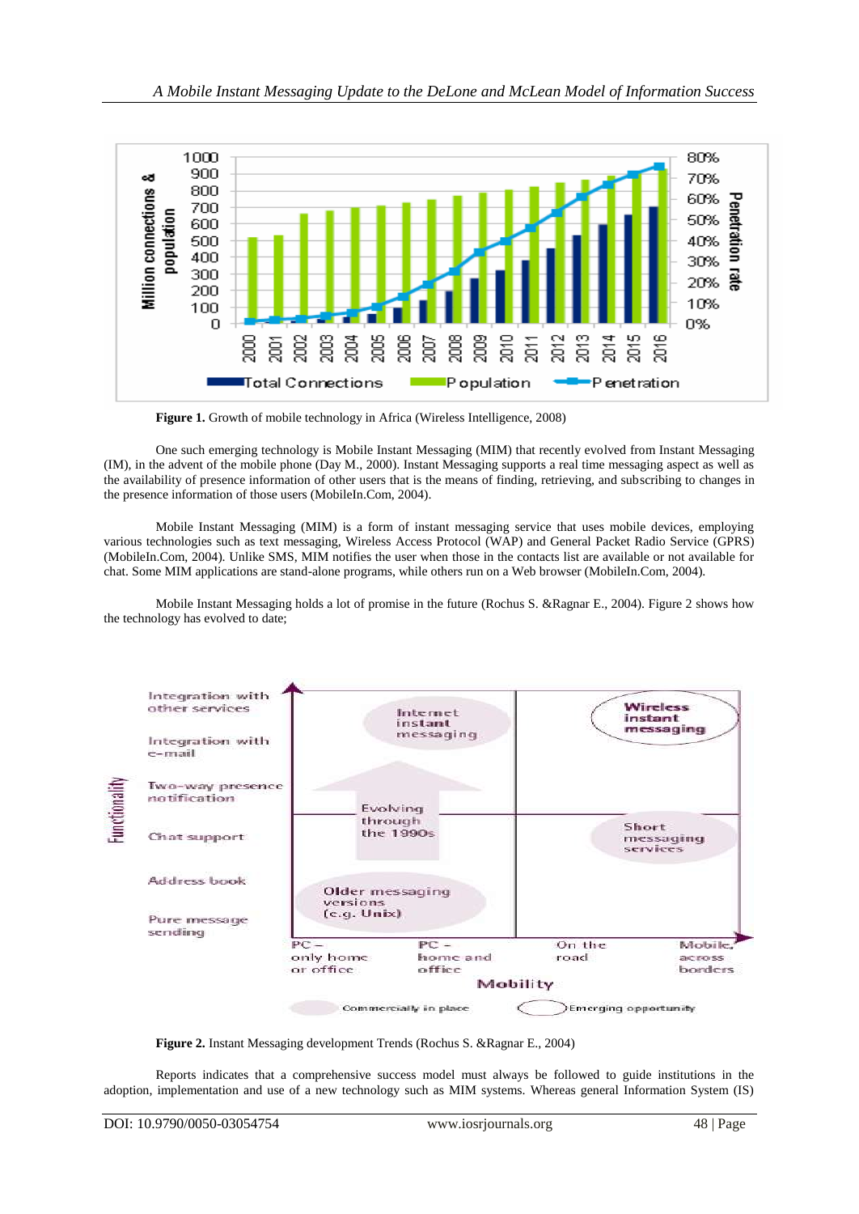**Figure 1.** Growth of mobile technology in Africa (Wireless Intelligence, 2008)

One such emerging technology is Mobile Instant Messaging (MIM) that recently evolved from Instant Messaging (IM), in the advent of the mobile phone (Day M., 2000). Instant Messaging supports a real time messaging aspect as well as the availability of presence information of other users that is the means of finding, retrieving, and subscribing to changes in the presence information of those users (MobileIn.Com, 2004).

Mobile Instant Messaging (MIM) is a form of instant messaging service that uses mobile devices, employing various technologies such as text messaging, Wireless Access Protocol (WAP) and General Packet Radio Service (GPRS) (MobileIn.Com, 2004). Unlike SMS, MIM notifies the user when those in the contacts list are available or not available for chat. Some MIM applications are stand-alone programs, while others run on a Web browser (MobileIn.Com, 2004).

Mobile Instant Messaging holds a lot of promise in the future (Rochus S. &Ragnar E., 2004). Figure 2 shows how the technology has evolved to date;

**Figure 2.** Instant Messaging development Trends (Rochus S. &Ragnar E., 2004)

Reports indicates that a comprehensive success model must always be followed to guide institutions in the adoption, implementation and use of a new technology such as MIM systems. Whereas general Information System (IS)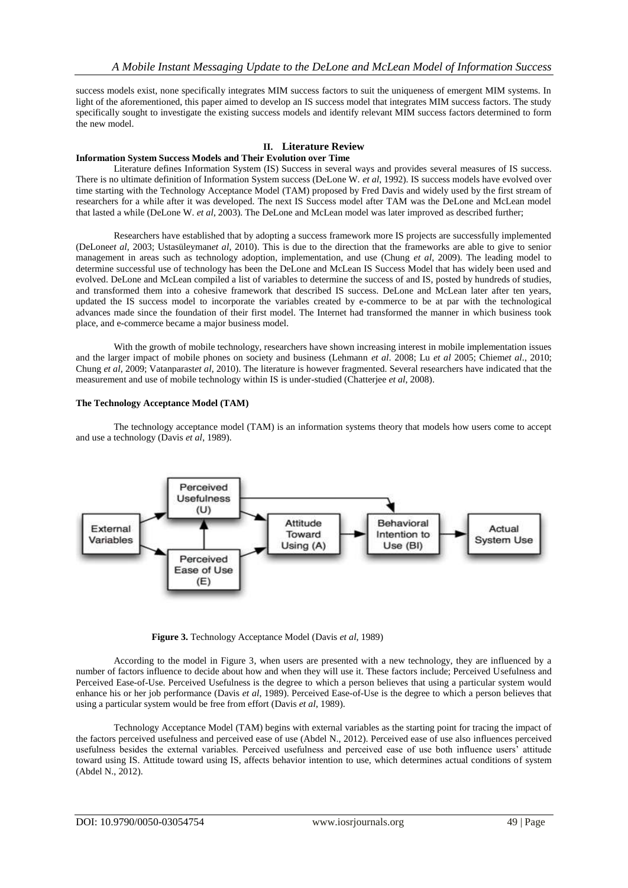success models exist, none specifically integrates MIM success factors to suit the uniqueness of emergent MIM systems. In light of the aforementioned, this paper aimed to develop an IS success model that integrates MIM success factors. The study specifically sought to investigate the existing success models and identify relevant MIM success factors determined to form the new model.

## II. Literature Review

### Information System Success Models and Their Evolution over Time

Literature defines Information System (IS) Success in several ways and provides several measures of IS success. There is no ultimate definition of Information System success (DeLone W. *et al*, 1992). IS success models have evolved over time starting with the Technology Acceptance Model (TAM) proposed by Fred Davis and widely used by the first stream of researchers for a while after it was developed. The next IS Success model after TAM was the DeLone and McLean model that lasted a while (DeLone W. *et al*, 2003). The DeLone and McLean model was later improved as described further;

Researchers have established that by adopting a success framework more IS projects are successfully implemented (DeLone*et al*, 2003; Ustasüleyman*et al*, 2010). This is due to the direction that the frameworks are able to give to senior management in areas such as technology adoption, implementation, and use (Chung *et al*, 2009). The leading model to determine successful use of technology has been the DeLone and McLean IS Success Model that has widely been used and evolved. DeLone and McLean compiled a list of variables to determine the success of and IS, posted by hundreds of studies, and transformed them into a cohesive framework that described IS success. DeLone and McLean later after ten years, updated the IS success model to incorporate the variables created by e-commerce to be at par with the technological advances made since the foundation of their first model. The Internet had transformed the manner in which business took place, and e-commerce became a major business model.

With the growth of mobile technology, researchers have shown increasing interest in mobile implementation issues and the larger impact of mobile phones on society and business (Lehmann *et al*. 2008; Lu *et al* 2005; Chiem*et al*., 2010; Chung *et al*, 2009; Vatanparast*et al*, 2010). The literature is however fragmented. Several researchers have indicated that the measurement and use of mobile technology within IS is under-studied (Chatterjee *et al*, 2008).

### The Technology Acceptance Model (TAM)

The technology acceptance model (TAM) is an information systems theory that models how users come to accept and use a technology (Davis *et al*, 1989).

**Figure 3.** Technology Acceptance Model (Davis *et al*, 1989)

According to the model in Figure 3, when users are presented with a new technology, they are influenced by a number of factors influence to decide about how and when they will use it. These factors include; Perceived Usefulness and Perceived Ease-of-Use. Perceived Usefulness is the degree to which a person believes that using a particular system would enhance his or her job performance (Davis *et al*, 1989). Perceived Ease-of-Use is the degree to which a person believes that using a particular system would be free from effort (Davis *et al*, 1989).

Technology Acceptance Model (TAM) begins with external variables as the starting point for tracing the impact of the factors perceived usefulness and perceived ease of use (Abdel N., 2012). Perceived ease of use also influences perceived usefulness besides the external variables. Perceived usefulness and perceived ease of use both influence users' attitude toward using IS. Attitude toward using IS, affects behavior intention to use, which determines actual conditions of system (Abdel N., 2012).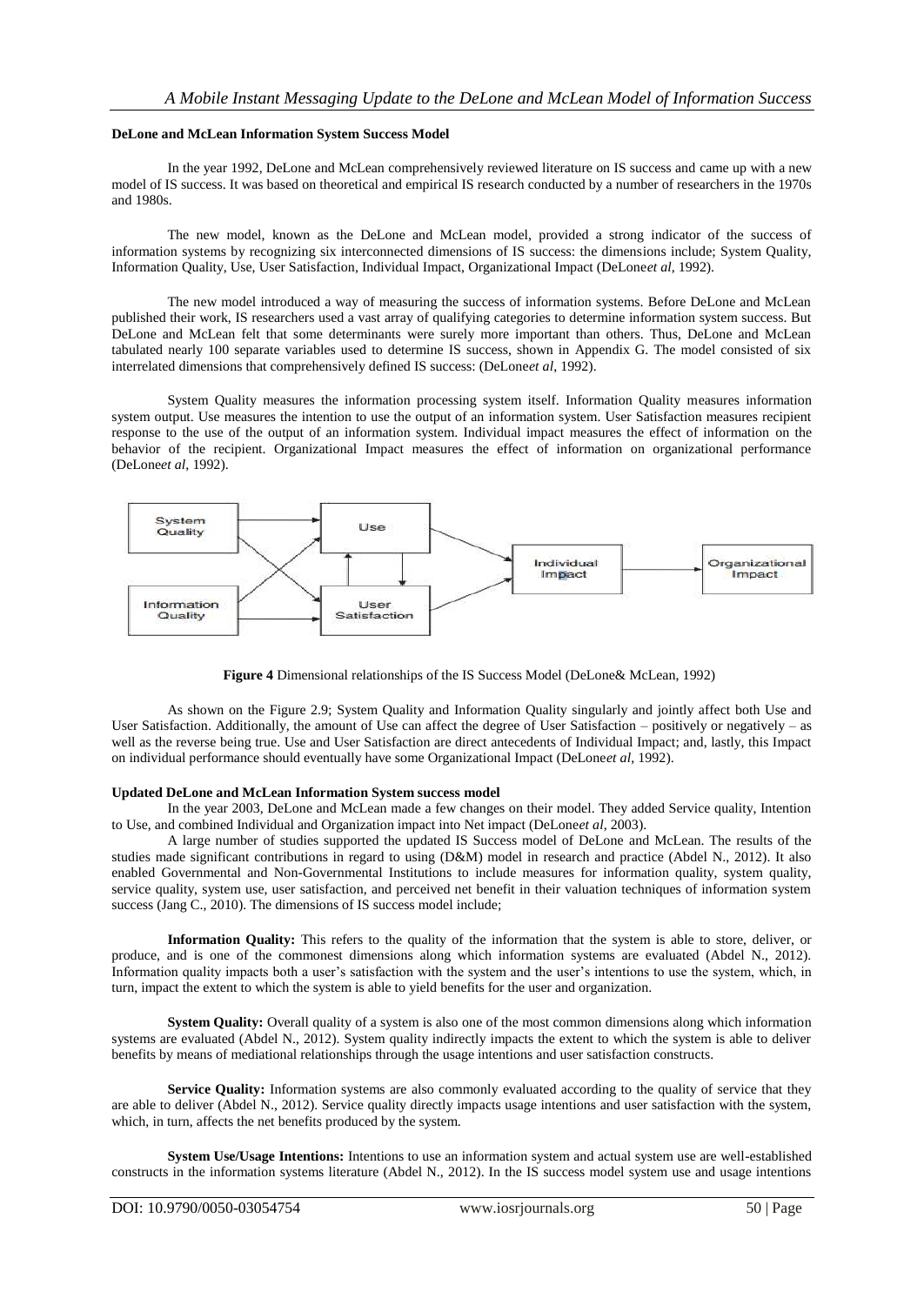**DeLone and McLean Information System Success Model**

In the year 1992, DeLone and McLean comprehensively reviewed literature on IS success and came up with a new model of IS success. It was based on theoretical and empirical IS research conducted by a number of researchers in the 1970s and 1980s.

The new model, known as the DeLone and McLean model, provided a strong indicator of the success of information systems by recognizing six interconnected dimensions of IS success: the dimensions include; System Quality, Information Quality, Use, User Satisfaction, Individual Impact, Organizational Impact (DeLone*et al*, 1992).

The new model introduced a way of measuring the success of information systems. Before DeLone and McLean published their work, IS researchers used a vast array of qualifying categories to determine information system success. But DeLone and McLean felt that some determinants were surely more important than others. Thus, DeLone and McLean tabulated nearly 100 separate variables used to determine IS success, shown in Appendix G. The model consisted of six interrelated dimensions that comprehensively defined IS success: (DeLone*et al*, 1992).

System Quality measures the information processing system itself. Information Quality measures information system output. Use measures the intention to use the output of an information system. User Satisfaction measures recipient response to the use of the output of an information system. Individual impact measures the effect of information on the behavior of the recipient. Organizational Impact measures the effect of information on organizational performance (DeLone*et al*, 1992).

**Figure 4** Dimensional relationships of the IS Success Model (DeLone& McLean, 1992)

As shown on the Figure 2.9; System Quality and Information Quality singularly and jointly affect both Use and User Satisfaction. Additionally, the amount of Use can affect the degree of User Satisfaction – positively or negatively – as well as the reverse being true. Use and User Satisfaction are direct antecedents of Individual Impact; and, lastly, this Impact on individual performance should eventually have some Organizational Impact (DeLone*et al*, 1992).

**Updated DeLone and McLean Information System success model**

In the year 2003, DeLone and McLean made a few changes on their model. They added Service quality, Intention to Use, and combined Individual and Organization impact into Net impact (DeLone*et al*, 2003).

A large number of studies supported the updated IS Success model of DeLone and McLean. The results of the studies made significant contributions in regard to using (D&M) model in research and practice (Abdel N., 2012). It also enabled Governmental and Non-Governmental Institutions to include measures for information quality, system quality, service quality, system use, user satisfaction, and perceived net benefit in their valuation techniques of information system success (Jang C., 2010). The dimensions of IS success model include;

**Information Quality:** This refers to the quality of the information that the system is able to store, deliver, or produce, and is one of the commonest dimensions along which information systems are evaluated (Abdel N., 2012). Information quality impacts both a user's satisfaction with the system and the user's intentions to use the system, which, in turn, impact the extent to which the system is able to yield benefits for the user and organization.

**System Quality:** Overall quality of a system is also one of the most common dimensions along which information systems are evaluated (Abdel N., 2012). System quality indirectly impacts the extent to which the system is able to deliver benefits by means of mediational relationships through the usage intentions and user satisfaction constructs.

**Service Quality:** Information systems are also commonly evaluated according to the quality of service that they are able to deliver (Abdel N., 2012). Service quality directly impacts usage intentions and user satisfaction with the system, which, in turn, affects the net benefits produced by the system.

**System Use/Usage Intentions:** Intentions to use an information system and actual system use are well-established constructs in the information systems literature (Abdel N., 2012). In the IS success model system use and usage intentions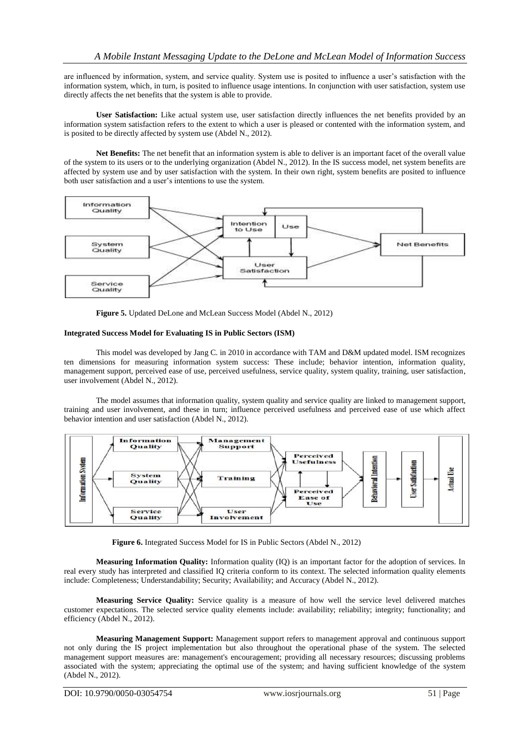are influenced by information, system, and service quality. System use is posited to influence a user's satisfaction with the information system, which, in turn, is posited to influence usage intentions. In conjunction with user satisfaction, system use directly affects the net benefits that the system is able to provide.

**User Satisfaction:** Like actual system use, user satisfaction directly influences the net benefits provided by an information system satisfaction refers to the extent to which a user is pleased or contented with the information system, and is posited to be directly affected by system use (Abdel N., 2012).

**Net Benefits:** The net benefit that an information system is able to deliver is an important facet of the overall value of the system to its users or to the underlying organization (Abdel N., 2012). In the IS success model, net system benefits are affected by system use and by user satisfaction with the system. In their own right, system benefits are posited to influence both user satisfaction and a user's intentions to use the system.

**Figure 5.** Updated DeLone and McLean Success Model (Abdel N., 2012)

**Integrated Success Model for Evaluating IS in Public Sectors (ISM)**

This model was developed by Jang C. in 2010 in accordance with TAM and D&M updated model. ISM recognizes ten dimensions for measuring information system success: These include; behavior intention, information quality, management support, perceived ease of use, perceived usefulness, service quality, system quality, training, user satisfaction, user involvement (Abdel N., 2012).

The model assumes that information quality, system quality and service quality are linked to management support, training and user involvement, and these in turn; influence perceived usefulness and perceived ease of use which affect behavior intention and user satisfaction (Abdel N., 2012).

**Figure 6.** Integrated Success Model for IS in Public Sectors (Abdel N., 2012)

**Measuring Information Quality:** Information quality (IQ) is an important factor for the adoption of services. In real every study has interpreted and classified IQ criteria conform to its context. The selected information quality elements include: Completeness; Understandability; Security; Availability; and Accuracy (Abdel N., 2012).

**Measuring Service Quality:** Service quality is a measure of how well the service level delivered matches customer expectations. The selected service quality elements include: availability; reliability; integrity; functionality; and efficiency (Abdel N., 2012).

**Measuring Management Support:** Management support refers to management approval and continuous support not only during the IS project implementation but also throughout the operational phase of the system. The selected management support measures are: management's encouragement; providing all necessary resources; discussing problems associated with the system; appreciating the optimal use of the system; and having sufficient knowledge of the system (Abdel N., 2012).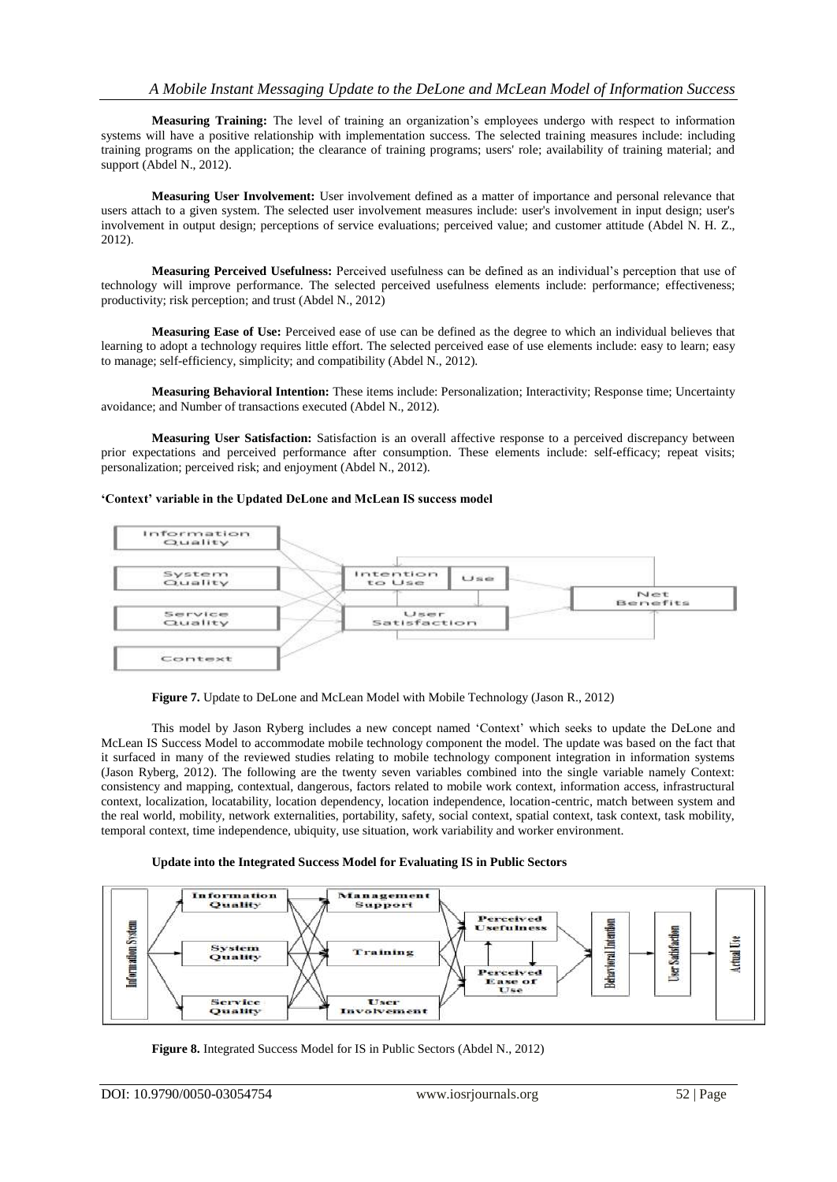**Measuring Training:** The level of training an organization's employees undergo with respect to information systems will have a positive relationship with implementation success. The selected training measures include: including training programs on the application; the clearance of training programs; users' role; availability of training material; and support (Abdel N., 2012).

**Measuring User Involvement:** User involvement defined as a matter of importance and personal relevance that users attach to a given system. The selected user involvement measures include: user's involvement in input design; user's involvement in output design; perceptions of service evaluations; perceived value; and customer attitude (Abdel N. H. Z., 2012).

**Measuring Perceived Usefulness:** Perceived usefulness can be defined as an individual's perception that use of technology will improve performance. The selected perceived usefulness elements include: performance; effectiveness; productivity; risk perception; and trust (Abdel N., 2012)

**Measuring Ease of Use:** Perceived ease of use can be defined as the degree to which an individual believes that learning to adopt a technology requires little effort. The selected perceived ease of use elements include: easy to learn; easy to manage; self-efficiency, simplicity; and compatibility (Abdel N., 2012).

**Measuring Behavioral Intention:** These items include: Personalization; Interactivity; Response time; Uncertainty avoidance; and Number of transactions executed (Abdel N., 2012).

**Measuring User Satisfaction:** Satisfaction is an overall affective response to a perceived discrepancy between prior expectations and perceived performance after consumption. These elements include: self-efficacy; repeat visits; personalization; perceived risk; and enjoyment (Abdel N., 2012).

**'Context' variable in the Updated DeLone and McLean IS success model**

**Figure 7.** Update to DeLone and McLean Model with Mobile Technology (Jason R., 2012)

This model by Jason Ryberg includes a new concept named 'Context' which seeks to update the DeLone and McLean IS Success Model to accommodate mobile technology component the model. The update was based on the fact that it surfaced in many of the reviewed studies relating to mobile technology component integration in information systems (Jason Ryberg, 2012). The following are the twenty seven variables combined into the single variable namely Context: consistency and mapping, contextual, dangerous, factors related to mobile work context, information access, infrastructural context, localization, locatability, location dependency, location independence, location-centric, match between system and the real world, mobility, network externalities, portability, safety, social context, spatial context, task context, task mobility, temporal context, time independence, ubiquity, use situation, work variability and worker environment.

**Update into the Integrated Success Model for Evaluating IS in Public Sectors**

**Figure 8.** Integrated Success Model for IS in Public Sectors (Abdel N., 2012)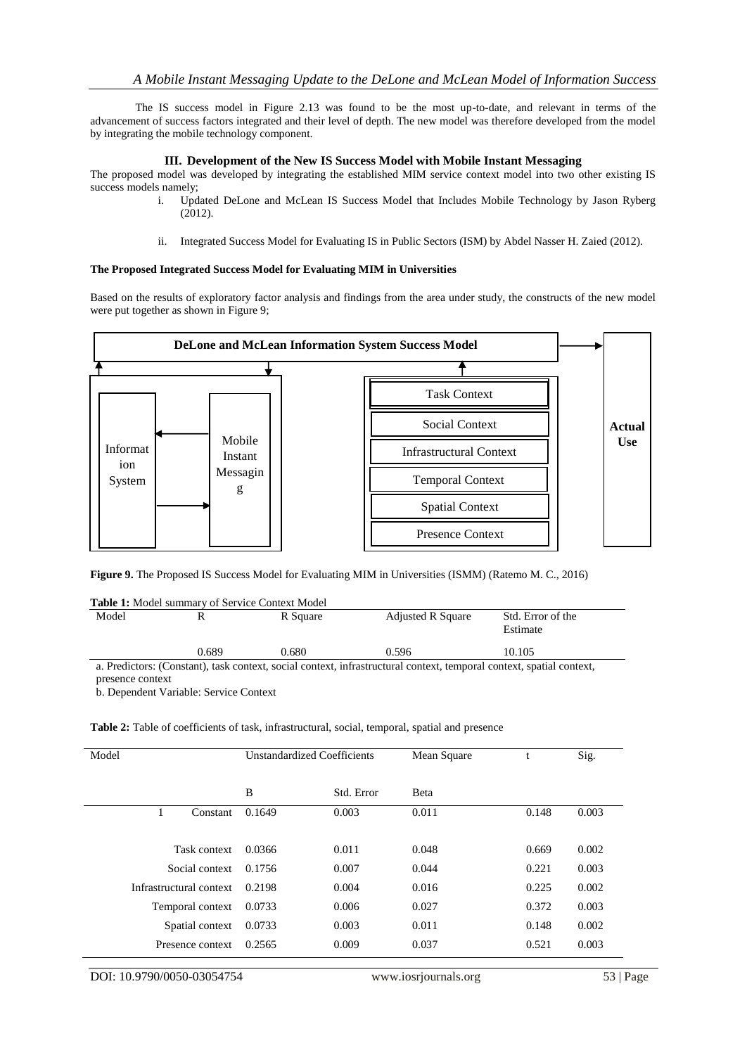The IS success model in Figure 2.13 was found to be the most up-to-date, and relevant in terms of the advancement of success factors integrated and their level of depth. The new model was therefore developed from the model by integrating the mobile technology component.

### III. Development of the New IS Success Model with Mobile Instant Messaging

The proposed model was developed by integrating the established MIM service context model into two other existing IS success models namely;

i. Updated DeLone and McLean IS Success Model that Includes Mobile Technology by Jason Ryberg (2012).

ii. Integrated Success Model for Evaluating IS in Public Sectors (ISM) by Abdel Nasser H. Zaied (2012).

**The Proposed Integrated Success Model for Evaluating MIM in Universities**

Based on the results of exploratory factor analysis and findings from the area under study, the constructs of the new model were put together as shown in Figure 9;

DeLone and McLean Information System Success Model

Information System

Mobile Instant Messaging

Task Context

Social Context

Infrastructural Context

Temporal Context

Spatial Context

Presence Context

Actual Use

**Figure 9.** The Proposed IS Success Model for Evaluating MIM in Universities (ISMM) (Ratemo M. C., 2016)

**Table 1:** Model summary of Service Context Model

| Model | R | R Square | Adjusted R Square | Std. Error of the Estimate |
|---|---|---|---|---|
| | 0.689 | 0.680 | 0.596 | 10.105 |

a. Predictors: (Constant), task context, social context, infrastructural context, temporal context, spatial context, presence context

b. Dependent Variable: Service Context

**Table 2:** Table of coefficients of task, infrastructural, social, temporal, spatial and presence

| Model | | Unstandardized Coefficients | | Mean Square | t | Sig. |
|---|---|---|---|---|---|---|
| | | B | Std. Error | Beta | | |
| 1 | Constant | 0.1649 | 0.003 | 0.011 | 0.148 | 0.003 |
| | Task context | 0.0366 | 0.011 | 0.048 | 0.669 | 0.002 |
| | Social context | 0.1756 | 0.007 | 0.044 | 0.221 | 0.003 |
| | Infrastructural context | 0.2198 | 0.004 | 0.016 | 0.225 | 0.002 |
| | Temporal context | 0.0733 | 0.006 | 0.027 | 0.372 | 0.003 |
| | Spatial context | 0.0733 | 0.003 | 0.011 | 0.148 | 0.002 |
| | Presence context | 0.2565 | 0.009 | 0.037 | 0.521 | 0.003 |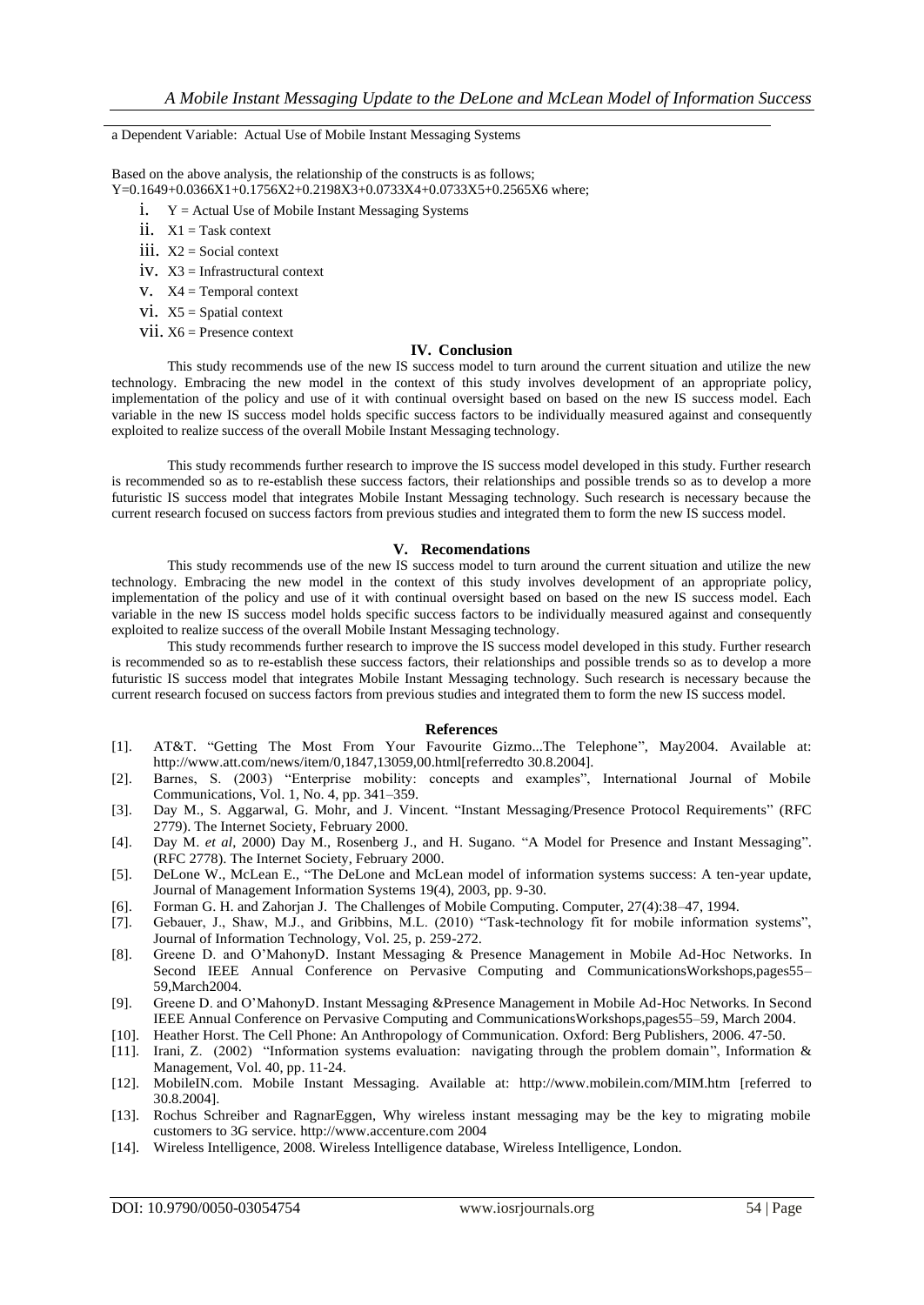a Dependent Variable: Actual Use of Mobile Instant Messaging Systems

Based on the above analysis, the relationship of the constructs is as follows;
$Y=0.1649+0.0366X1+0.1756X2+0.2198X3+0.0733X4+0.0733X5+0.2565X6$ where;

i. Y = Actual Use of Mobile Instant Messaging Systems
ii. X1 = Task context
iii. X2 = Social context
iv. X3 = Infrastructural context
v. X4 = Temporal context
vi. X5 = Spatial context
vii. X6 = Presence context

## IV. Conclusion

This study recommends use of the new IS success model to turn around the current situation and utilize the new technology. Embracing the new model in the context of this study involves development of an appropriate policy, implementation of the policy and use of it with continual oversight based on based on the new IS success model. Each variable in the new IS success model holds specific success factors to be individually measured against and consequently exploited to realize success of the overall Mobile Instant Messaging technology.

This study recommends further research to improve the IS success model developed in this study. Further research is recommended so as to re-establish these success factors, their relationships and possible trends so as to develop a more futuristic IS success model that integrates Mobile Instant Messaging technology. Such research is necessary because the current research focused on success factors from previous studies and integrated them to form the new IS success model.

## V. Recomendations

This study recommends use of the new IS success model to turn around the current situation and utilize the new technology. Embracing the new model in the context of this study involves development of an appropriate policy, implementation of the policy and use of it with continual oversight based on based on the new IS success model. Each variable in the new IS success model holds specific success factors to be individually measured against and consequently exploited to realize success of the overall Mobile Instant Messaging technology.

This study recommends further research to improve the IS success model developed in this study. Further research is recommended so as to re-establish these success factors, their relationships and possible trends so as to develop a more futuristic IS success model that integrates Mobile Instant Messaging technology. Such research is necessary because the current research focused on success factors from previous studies and integrated them to form the new IS success model.

## References

[1]. AT&T. "Getting The Most From Your Favourite Gizmo...The Telephone", May2004. Available at: http://www.att.com/news/item/0,1847,13059,00.html[referredto 30.8.2004].
[2]. Barnes, S. (2003) "Enterprise mobility: concepts and examples", International Journal of Mobile Communications, Vol. 1, No. 4, pp. 341–359.
[3]. Day M., S. Aggarwal, G. Mohr, and J. Vincent. "Instant Messaging/Presence Protocol Requirements" (RFC 2779). The Internet Society, February 2000.
[4]. Day M. *et al*, 2000) Day M., Rosenberg J., and H. Sugano. "A Model for Presence and Instant Messaging". (RFC 2778). The Internet Society, February 2000.
[5]. DeLone W., McLean E., "The DeLone and McLean model of information systems success: A ten-year update, Journal of Management Information Systems 19(4), 2003, pp. 9-30.
[6]. Forman G. H. and Zahorjan J. The Challenges of Mobile Computing. Computer, 27(4):38–47, 1994.
[7]. Gebauer, J., Shaw, M.J., and Gribbins, M.L. (2010) "Task-technology fit for mobile information systems", Journal of Information Technology, Vol. 25, p. 259-272.
[8]. Greene D. and O'MahonyD. Instant Messaging & Presence Management in Mobile Ad-Hoc Networks. In Second IEEE Annual Conference on Pervasive Computing and CommunicationsWorkshops,pages55–59,March2004.
[9]. Greene D. and O'MahonyD. Instant Messaging &Presence Management in Mobile Ad-Hoc Networks. In Second IEEE Annual Conference on Pervasive Computing and CommunicationsWorkshops,pages55–59, March 2004.
[10]. Heather Horst. The Cell Phone: An Anthropology of Communication. Oxford: Berg Publishers, 2006. 47-50.
[11]. Irani, Z. (2002) "Information systems evaluation: navigating through the problem domain", Information & Management, Vol. 40, pp. 11-24.
[12]. MobileIN.com. Mobile Instant Messaging. Available at: http://www.mobilein.com/MIM.htm [referred to 30.8.2004].
[13]. Rochus Schreiber and RagnarEggen, Why wireless instant messaging may be the key to migrating mobile customers to 3G service. http://www.accenture.com 2004
[14]. Wireless Intelligence, 2008. Wireless Intelligence database, Wireless Intelligence, London.